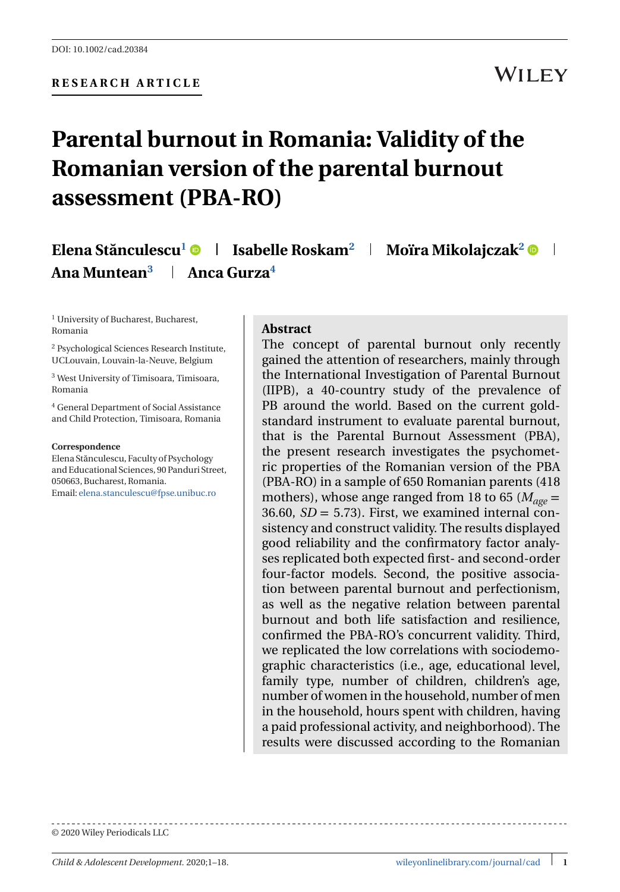DOI: 10.1002/cad.20384

**RESEARCH ARTICLE**

# Parental burnout in Romania: Validity of the Romanian version of the parental burnout assessment (PBA-RO)

**Elena Stănculescu**[1] | **Isabelle Roskam**[2] | **Moïra Mikolajczak**[2] | **Ana Muntean**[3] | **Anca Gurza**[4]

[1] University of Bucharest, Bucharest, Romania

[2] Psychological Sciences Research Institute, UCLouvain, Louvain-la-Neuve, Belgium

[3] West University of Timisoara, Timisoara, Romania

[4] General Department of Social Assistance and Child Protection, Timisoara, Romania

**Correspondence**
Elena Stănculescu, Faculty of Psychology and Educational Sciences, 90 Panduri Street, 050663, Bucharest, Romania.
Email: elena.stanculescu@fpse.unibuc.ro

## Abstract

The concept of parental burnout only recently gained the attention of researchers, mainly through the International Investigation of Parental Burnout (IIPB), a 40-country study of the prevalence of PB around the world. Based on the current gold-standard instrument to evaluate parental burnout, that is the Parental Burnout Assessment (PBA), the present research investigates the psychometric properties of the Romanian version of the PBA (PBA-RO) in a sample of 650 Romanian parents (418 mothers), whose ange ranged from 18 to 65 ($M_{age}$ = 36.60, $SD$ = 5.73). First, we examined internal consistency and construct validity. The results displayed good reliability and the confirmatory factor analyses replicated both expected first- and second-order four-factor models. Second, the positive association between parental burnout and perfectionism, as well as the negative relation between parental burnout and both life satisfaction and resilience, confirmed the PBA-RO's concurrent validity. Third, we replicated the low correlations with sociodemographic characteristics (i.e., age, educational level, family type, number of children, children's age, number of women in the household, number of men in the household, hours spent with children, having a paid professional activity, and neighborhood). The results were discussed according to the Romanian

© 2020 Wiley Periodicals LLC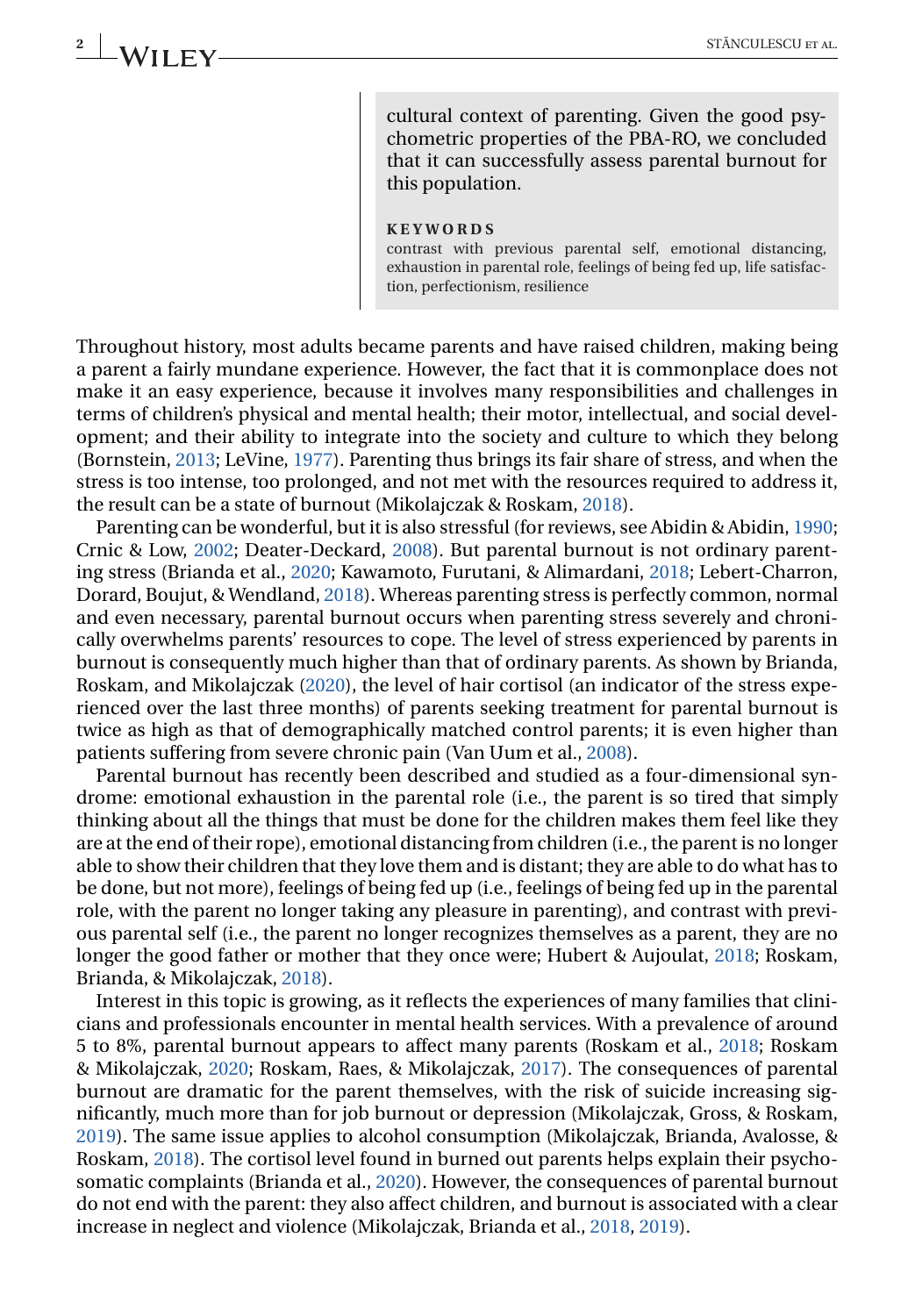cultural context of parenting. Given the good psychometric properties of the PBA-RO, we concluded that it can successfully assess parental burnout for this population.

**KEYWORDS**

contrast with previous parental self, emotional distancing, exhaustion in parental role, feelings of being fed up, life satisfaction, perfectionism, resilience

Throughout history, most adults became parents and have raised children, making being a parent a fairly mundane experience. However, the fact that it is commonplace does not make it an easy experience, because it involves many responsibilities and challenges in terms of children's physical and mental health; their motor, intellectual, and social development; and their ability to integrate into the society and culture to which they belong (Bornstein, 2013; LeVine, 1977). Parenting thus brings its fair share of stress, and when the stress is too intense, too prolonged, and not met with the resources required to address it, the result can be a state of burnout (Mikolajczak & Roskam, 2018).

Parenting can be wonderful, but it is also stressful (for reviews, see Abidin & Abidin, 1990; Crnic & Low, 2002; Deater-Deckard, 2008). But parental burnout is not ordinary parenting stress (Brianda et al., 2020; Kawamoto, Furutani, & Alimardani, 2018; Lebert-Charron, Dorard, Boujut, & Wendland, 2018). Whereas parenting stress is perfectly common, normal and even necessary, parental burnout occurs when parenting stress severely and chronically overwhelms parents' resources to cope. The level of stress experienced by parents in burnout is consequently much higher than that of ordinary parents. As shown by Brianda, Roskam, and Mikolajczak (2020), the level of hair cortisol (an indicator of the stress experienced over the last three months) of parents seeking treatment for parental burnout is twice as high as that of demographically matched control parents; it is even higher than patients suffering from severe chronic pain (Van Uum et al., 2008).

Parental burnout has recently been described and studied as a four-dimensional syndrome: emotional exhaustion in the parental role (i.e., the parent is so tired that simply thinking about all the things that must be done for the children makes them feel like they are at the end of their rope), emotional distancing from children (i.e., the parent is no longer able to show their children that they love them and is distant; they are able to do what has to be done, but not more), feelings of being fed up (i.e., feelings of being fed up in the parental role, with the parent no longer taking any pleasure in parenting), and contrast with previous parental self (i.e., the parent no longer recognizes themselves as a parent, they are no longer the good father or mother that they once were; Hubert & Aujoulat, 2018; Roskam, Brianda, & Mikolajczak, 2018).

Interest in this topic is growing, as it reflects the experiences of many families that clinicians and professionals encounter in mental health services. With a prevalence of around 5 to 8%, parental burnout appears to affect many parents (Roskam et al., 2018; Roskam & Mikolajczak, 2020; Roskam, Raes, & Mikolajczak, 2017). The consequences of parental burnout are dramatic for the parent themselves, with the risk of suicide increasing significantly, much more than for job burnout or depression (Mikolajczak, Gross, & Roskam, 2019). The same issue applies to alcohol consumption (Mikolajczak, Brianda, Avalosse, & Roskam, 2018). The cortisol level found in burned out parents helps explain their psychosomatic complaints (Brianda et al., 2020). However, the consequences of parental burnout do not end with the parent: they also affect children, and burnout is associated with a clear increase in neglect and violence (Mikolajczak, Brianda et al., 2018, 2019).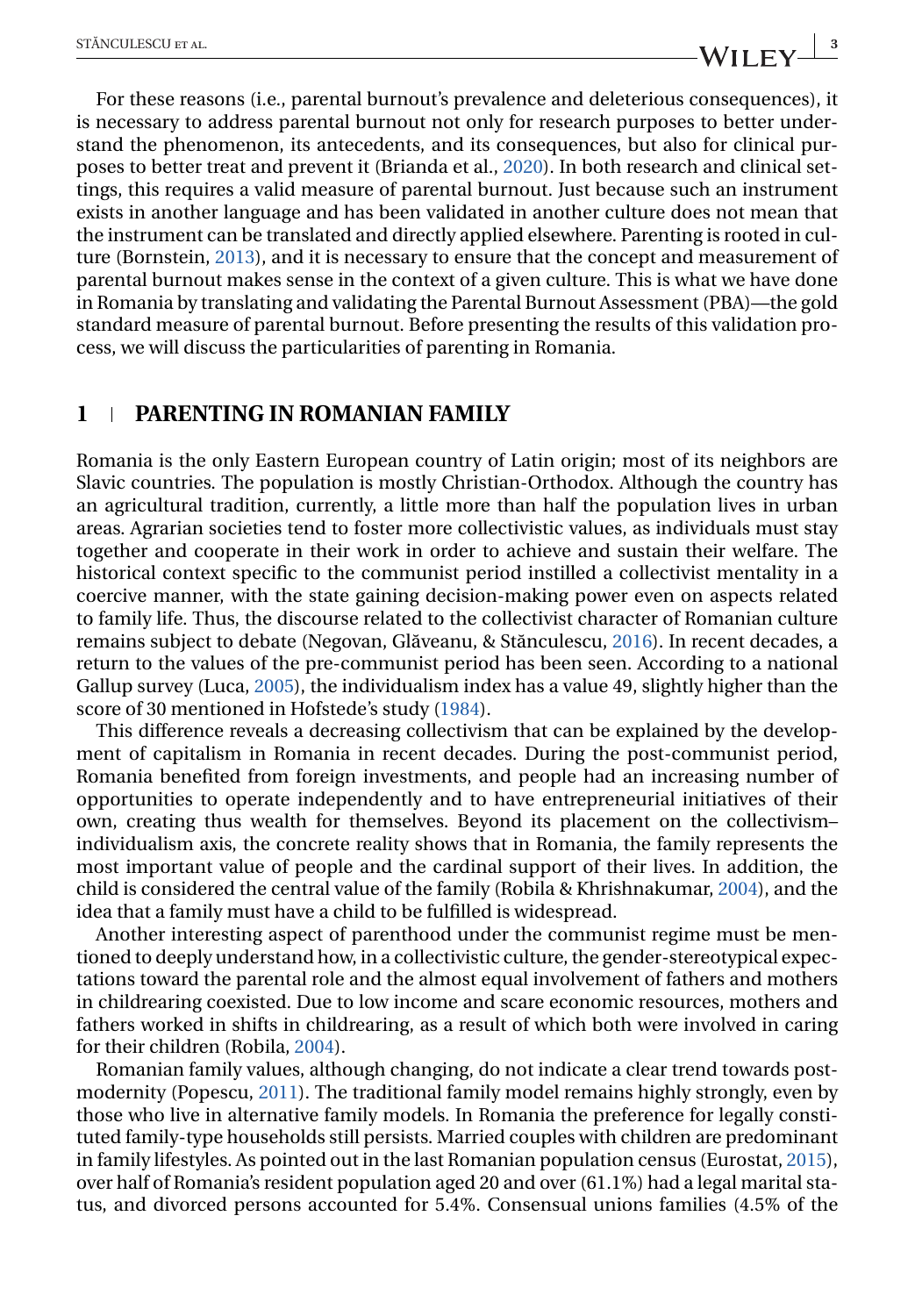For these reasons (i.e., parental burnout's prevalence and deleterious consequences), it is necessary to address parental burnout not only for research purposes to better understand the phenomenon, its antecedents, and its consequences, but also for clinical purposes to better treat and prevent it (Brianda et al., 2020). In both research and clinical settings, this requires a valid measure of parental burnout. Just because such an instrument exists in another language and has been validated in another culture does not mean that the instrument can be translated and directly applied elsewhere. Parenting is rooted in culture (Bornstein, 2013), and it is necessary to ensure that the concept and measurement of parental burnout makes sense in the context of a given culture. This is what we have done in Romania by translating and validating the Parental Burnout Assessment (PBA)—the gold standard measure of parental burnout. Before presenting the results of this validation process, we will discuss the particularities of parenting in Romania.

## 1 | PARENTING IN ROMANIAN FAMILY

Romania is the only Eastern European country of Latin origin; most of its neighbors are Slavic countries. The population is mostly Christian-Orthodox. Although the country has an agricultural tradition, currently, a little more than half the population lives in urban areas. Agrarian societies tend to foster more collectivistic values, as individuals must stay together and cooperate in their work in order to achieve and sustain their welfare. The historical context specific to the communist period instilled a collectivist mentality in a coercive manner, with the state gaining decision-making power even on aspects related to family life. Thus, the discourse related to the collectivist character of Romanian culture remains subject to debate (Negovan, Glăveanu, & Stănculescu, 2016). In recent decades, a return to the values of the pre-communist period has been seen. According to a national Gallup survey (Luca, 2005), the individualism index has a value 49, slightly higher than the score of 30 mentioned in Hofstede's study (1984).

This difference reveals a decreasing collectivism that can be explained by the development of capitalism in Romania in recent decades. During the post-communist period, Romania benefited from foreign investments, and people had an increasing number of opportunities to operate independently and to have entrepreneurial initiatives of their own, creating thus wealth for themselves. Beyond its placement on the collectivism–individualism axis, the concrete reality shows that in Romania, the family represents the most important value of people and the cardinal support of their lives. In addition, the child is considered the central value of the family (Robila & Khrishnakumar, 2004), and the idea that a family must have a child to be fulfilled is widespread.

Another interesting aspect of parenthood under the communist regime must be mentioned to deeply understand how, in a collectivistic culture, the gender-stereotypical expectations toward the parental role and the almost equal involvement of fathers and mothers in childrearing coexisted. Due to low income and scare economic resources, mothers and fathers worked in shifts in childrearing, as a result of which both were involved in caring for their children (Robila, 2004).

Romanian family values, although changing, do not indicate a clear trend towards postmodernity (Popescu, 2011). The traditional family model remains highly strongly, even by those who live in alternative family models. In Romania the preference for legally constituted family-type households still persists. Married couples with children are predominant in family lifestyles. As pointed out in the last Romanian population census (Eurostat, 2015), over half of Romania's resident population aged 20 and over (61.1%) had a legal marital status, and divorced persons accounted for 5.4%. Consensual unions families (4.5% of the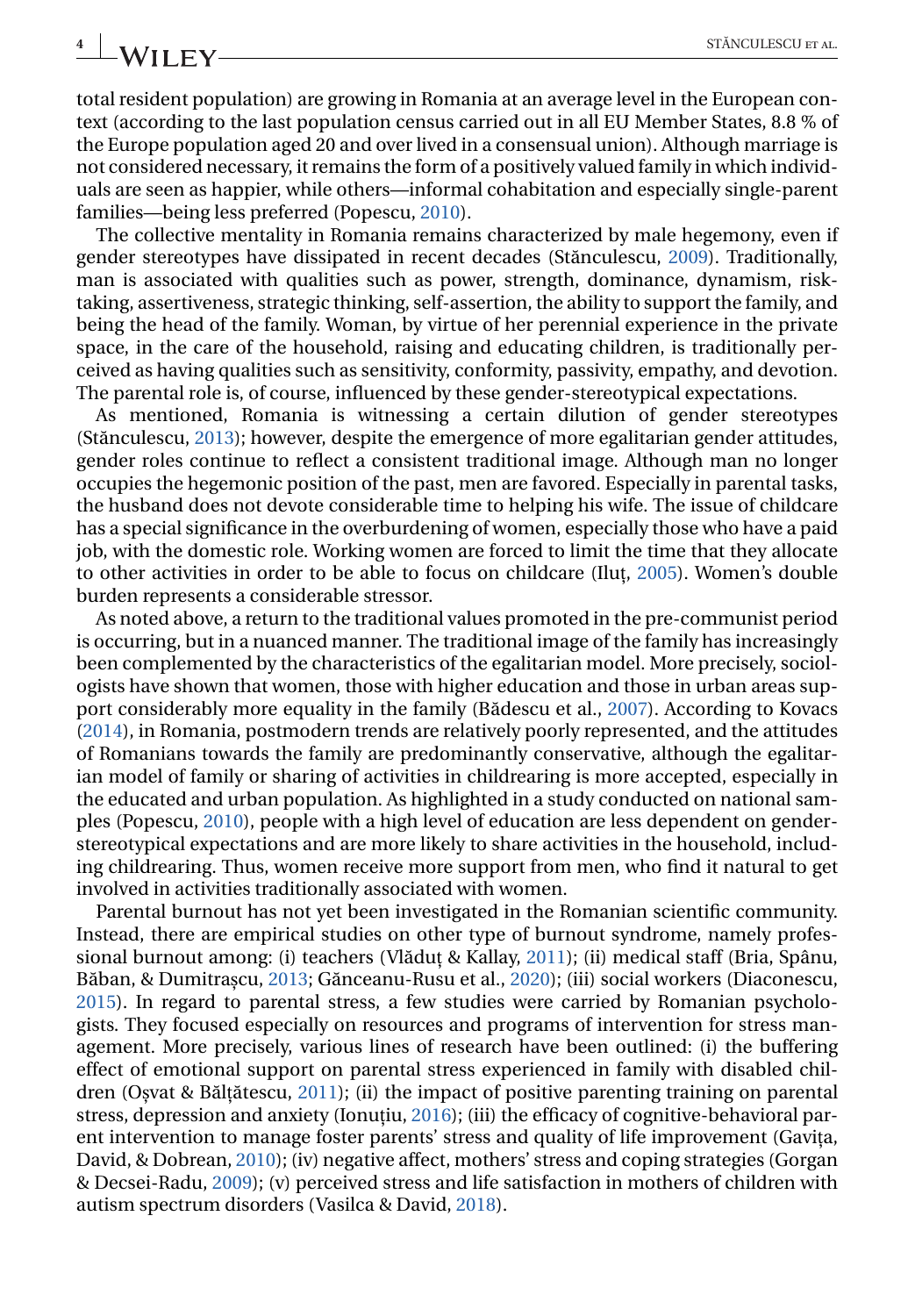total resident population) are growing in Romania at an average level in the European context (according to the last population census carried out in all EU Member States, 8.8 % of the Europe population aged 20 and over lived in a consensual union). Although marriage is not considered necessary, it remains the form of a positively valued family in which individuals are seen as happier, while others—informal cohabitation and especially single-parent families—being less preferred (Popescu, 2010).

The collective mentality in Romania remains characterized by male hegemony, even if gender stereotypes have dissipated in recent decades (Stănculescu, 2009). Traditionally, man is associated with qualities such as power, strength, dominance, dynamism, risk-taking, assertiveness, strategic thinking, self-assertion, the ability to support the family, and being the head of the family. Woman, by virtue of her perennial experience in the private space, in the care of the household, raising and educating children, is traditionally perceived as having qualities such as sensitivity, conformity, passivity, empathy, and devotion. The parental role is, of course, influenced by these gender-stereotypical expectations.

As mentioned, Romania is witnessing a certain dilution of gender stereotypes (Stănculescu, 2013); however, despite the emergence of more egalitarian gender attitudes, gender roles continue to reflect a consistent traditional image. Although man no longer occupies the hegemonic position of the past, men are favored. Especially in parental tasks, the husband does not devote considerable time to helping his wife. The issue of childcare has a special significance in the overburdening of women, especially those who have a paid job, with the domestic role. Working women are forced to limit the time that they allocate to other activities in order to be able to focus on childcare (Iluț, 2005). Women's double burden represents a considerable stressor.

As noted above, a return to the traditional values promoted in the pre-communist period is occurring, but in a nuanced manner. The traditional image of the family has increasingly been complemented by the characteristics of the egalitarian model. More precisely, sociologists have shown that women, those with higher education and those in urban areas support considerably more equality in the family (Bădescu et al., 2007). According to Kovacs (2014), in Romania, postmodern trends are relatively poorly represented, and the attitudes of Romanians towards the family are predominantly conservative, although the egalitarian model of family or sharing of activities in childrearing is more accepted, especially in the educated and urban population. As highlighted in a study conducted on national samples (Popescu, 2010), people with a high level of education are less dependent on gender-stereotypical expectations and are more likely to share activities in the household, including childrearing. Thus, women receive more support from men, who find it natural to get involved in activities traditionally associated with women.

Parental burnout has not yet been investigated in the Romanian scientific community. Instead, there are empirical studies on other type of burnout syndrome, namely professional burnout among: (i) teachers (Vlăduț & Kallay, 2011); (ii) medical staff (Bria, Spânu, Băban, & Dumitrașcu, 2013; Gănceanu-Rusu et al., 2020); (iii) social workers (Diaconescu, 2015). In regard to parental stress, a few studies were carried by Romanian psychologists. They focused especially on resources and programs of intervention for stress management. More precisely, various lines of research have been outlined: (i) the buffering effect of emotional support on parental stress experienced in family with disabled children (Oșvat & Bălțătescu, 2011); (ii) the impact of positive parenting training on parental stress, depression and anxiety (Ionuțiu, 2016); (iii) the efficacy of cognitive-behavioral parent intervention to manage foster parents' stress and quality of life improvement (Gavița, David, & Dobrean, 2010); (iv) negative affect, mothers' stress and coping strategies (Gorgan & Decsei-Radu, 2009); (v) perceived stress and life satisfaction in mothers of children with autism spectrum disorders (Vasilca & David, 2018).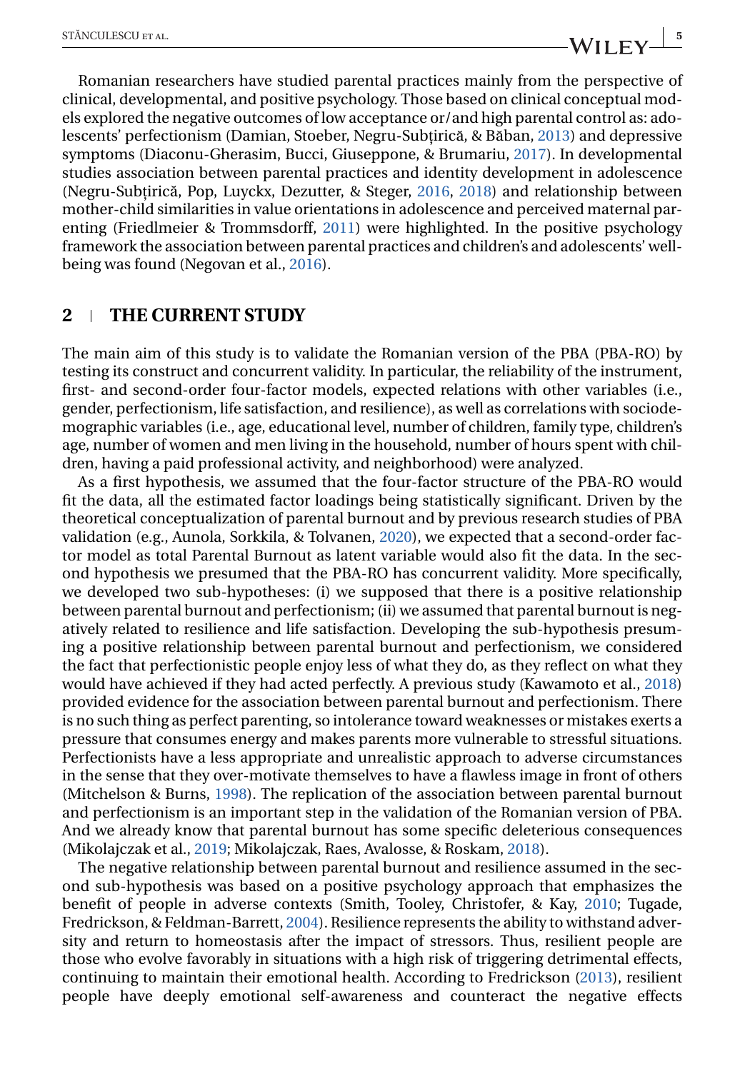Romanian researchers have studied parental practices mainly from the perspective of clinical, developmental, and positive psychology. Those based on clinical conceptual models explored the negative outcomes of low acceptance or/and high parental control as: adolescents' perfectionism (Damian, Stoeber, Negru-Subțirică, & Băban, 2013) and depressive symptoms (Diaconu-Gherasim, Bucci, Giuseppone, & Brumariu, 2017). In developmental studies association between parental practices and identity development in adolescence (Negru-Subțirică, Pop, Luyckx, Dezutter, & Steger, 2016, 2018) and relationship between mother-child similarities in value orientations in adolescence and perceived maternal parenting (Friedlmeier & Trommsdorff, 2011) were highlighted. In the positive psychology framework the association between parental practices and children's and adolescents' well-being was found (Negovan et al., 2016).

## 2 | THE CURRENT STUDY

The main aim of this study is to validate the Romanian version of the PBA (PBA-RO) by testing its construct and concurrent validity. In particular, the reliability of the instrument, first- and second-order four-factor models, expected relations with other variables (i.e., gender, perfectionism, life satisfaction, and resilience), as well as correlations with sociodemographic variables (i.e., age, educational level, number of children, family type, children's age, number of women and men living in the household, number of hours spent with children, having a paid professional activity, and neighborhood) were analyzed.

As a first hypothesis, we assumed that the four-factor structure of the PBA-RO would fit the data, all the estimated factor loadings being statistically significant. Driven by the theoretical conceptualization of parental burnout and by previous research studies of PBA validation (e.g., Aunola, Sorkkila, & Tolvanen, 2020), we expected that a second-order factor model as total Parental Burnout as latent variable would also fit the data. In the second hypothesis we presumed that the PBA-RO has concurrent validity. More specifically, we developed two sub-hypotheses: (i) we supposed that there is a positive relationship between parental burnout and perfectionism; (ii) we assumed that parental burnout is negatively related to resilience and life satisfaction. Developing the sub-hypothesis presuming a positive relationship between parental burnout and perfectionism, we considered the fact that perfectionistic people enjoy less of what they do, as they reflect on what they would have achieved if they had acted perfectly. A previous study (Kawamoto et al., 2018) provided evidence for the association between parental burnout and perfectionism. There is no such thing as perfect parenting, so intolerance toward weaknesses or mistakes exerts a pressure that consumes energy and makes parents more vulnerable to stressful situations. Perfectionists have a less appropriate and unrealistic approach to adverse circumstances in the sense that they over-motivate themselves to have a flawless image in front of others (Mitchelson & Burns, 1998). The replication of the association between parental burnout and perfectionism is an important step in the validation of the Romanian version of PBA. And we already know that parental burnout has some specific deleterious consequences (Mikolajczak et al., 2019; Mikolajczak, Raes, Avalosse, & Roskam, 2018).

The negative relationship between parental burnout and resilience assumed in the second sub-hypothesis was based on a positive psychology approach that emphasizes the benefit of people in adverse contexts (Smith, Tooley, Christofer, & Kay, 2010; Tugade, Fredrickson, & Feldman-Barrett, 2004). Resilience represents the ability to withstand adversity and return to homeostasis after the impact of stressors. Thus, resilient people are those who evolve favorably in situations with a high risk of triggering detrimental effects, continuing to maintain their emotional health. According to Fredrickson (2013), resilient people have deeply emotional self-awareness and counteract the negative effects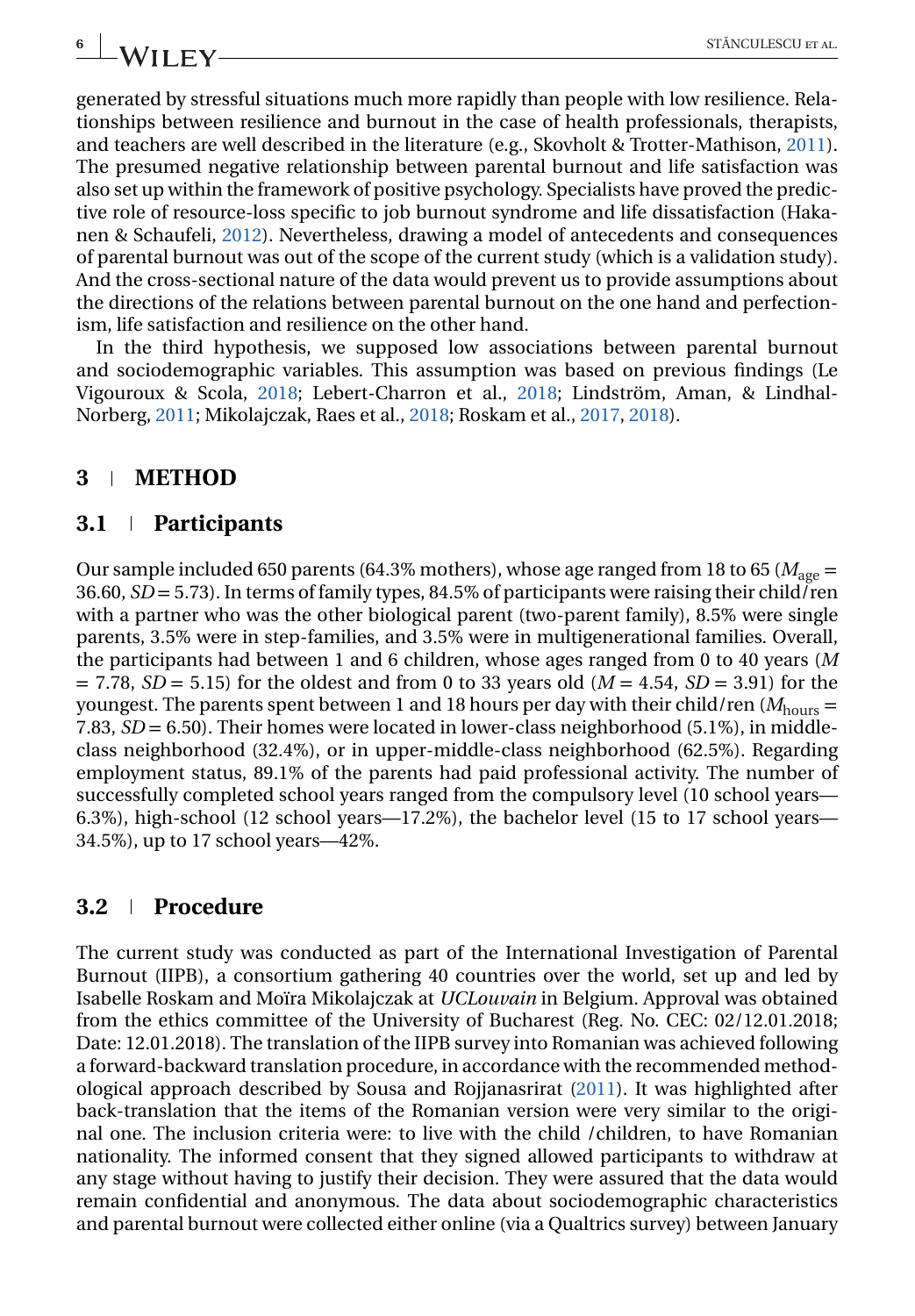generated by stressful situations much more rapidly than people with low resilience. Relationships between resilience and burnout in the case of health professionals, therapists, and teachers are well described in the literature (e.g., Skovholt & Trotter-Mathison, 2011). The presumed negative relationship between parental burnout and life satisfaction was also set up within the framework of positive psychology. Specialists have proved the predictive role of resource-loss specific to job burnout syndrome and life dissatisfaction (Hakanen & Schaufeli, 2012). Nevertheless, drawing a model of antecedents and consequences of parental burnout was out of the scope of the current study (which is a validation study). And the cross-sectional nature of the data would prevent us to provide assumptions about the directions of the relations between parental burnout on the one hand and perfectionism, life satisfaction and resilience on the other hand.

In the third hypothesis, we supposed low associations between parental burnout and sociodemographic variables. This assumption was based on previous findings (Le Vigouroux & Scola, 2018; Lebert-Charron et al., 2018; Lindström, Aman, & Lindhal-Norberg, 2011; Mikolajczak, Raes et al., 2018; Roskam et al., 2017, 2018).

## 3 | METHOD

### 3.1 | Participants

Our sample included 650 parents (64.3% mothers), whose age ranged from 18 to 65 ($M_{age}$ = 36.60, $SD$ = 5.73). In terms of family types, 84.5% of participants were raising their child/ren with a partner who was the other biological parent (two-parent family), 8.5% were single parents, 3.5% were in step-families, and 3.5% were in multigenerational families. Overall, the participants had between 1 and 6 children, whose ages ranged from 0 to 40 years ($M$ = 7.78, $SD$ = 5.15) for the oldest and from 0 to 33 years old ($M$ = 4.54, $SD$ = 3.91) for the youngest. The parents spent between 1 and 18 hours per day with their child/ren ($M_{hours}$ = 7.83, $SD$ = 6.50). Their homes were located in lower-class neighborhood (5.1%), in middle-class neighborhood (32.4%), or in upper-middle-class neighborhood (62.5%). Regarding employment status, 89.1% of the parents had paid professional activity. The number of successfully completed school years ranged from the compulsory level (10 school years—6.3%), high-school (12 school years—17.2%), the bachelor level (15 to 17 school years—34.5%), up to 17 school years—42%.

### 3.2 | Procedure

The current study was conducted as part of the International Investigation of Parental Burnout (IIPB), a consortium gathering 40 countries over the world, set up and led by Isabelle Roskam and Moïra Mikolajczak at *UCLouvain* in Belgium. Approval was obtained from the ethics committee of the University of Bucharest (Reg. No. CEC: 02/12.01.2018; Date: 12.01.2018). The translation of the IIPB survey into Romanian was achieved following a forward-backward translation procedure, in accordance with the recommended methodological approach described by Sousa and Rojjanasrirat (2011). It was highlighted after back-translation that the items of the Romanian version were very similar to the original one. The inclusion criteria were: to live with the child /children, to have Romanian nationality. The informed consent that they signed allowed participants to withdraw at any stage without having to justify their decision. They were assured that the data would remain confidential and anonymous. The data about sociodemographic characteristics and parental burnout were collected either online (via a Qualtrics survey) between January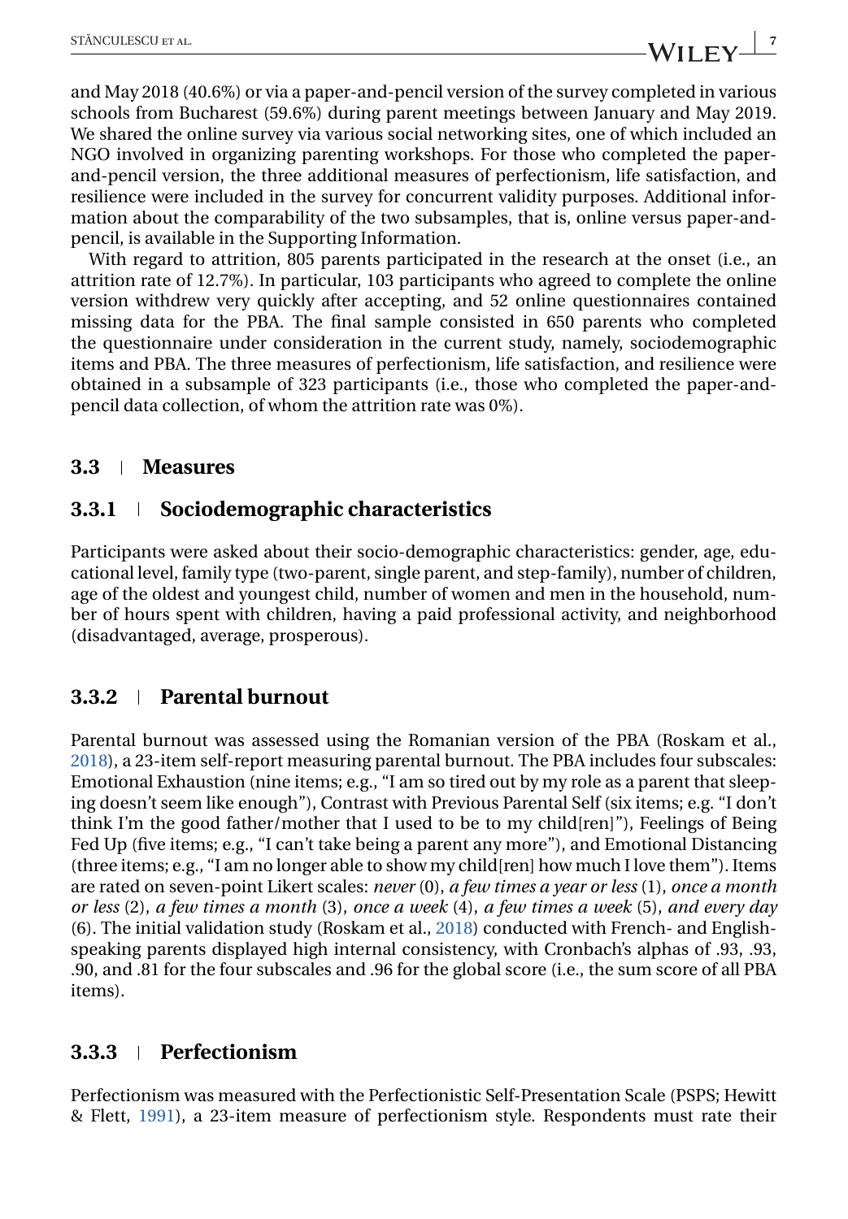and May 2018 (40.6%) or via a paper-and-pencil version of the survey completed in various schools from Bucharest (59.6%) during parent meetings between January and May 2019. We shared the online survey via various social networking sites, one of which included an NGO involved in organizing parenting workshops. For those who completed the paper-and-pencil version, the three additional measures of perfectionism, life satisfaction, and resilience were included in the survey for concurrent validity purposes. Additional information about the comparability of the two subsamples, that is, online versus paper-and-pencil, is available in the Supporting Information.

With regard to attrition, 805 parents participated in the research at the onset (i.e., an attrition rate of 12.7%). In particular, 103 participants who agreed to complete the online version withdrew very quickly after accepting, and 52 online questionnaires contained missing data for the PBA. The final sample consisted in 650 parents who completed the questionnaire under consideration in the current study, namely, sociodemographic items and PBA. The three measures of perfectionism, life satisfaction, and resilience were obtained in a subsample of 323 participants (i.e., those who completed the paper-and-pencil data collection, of whom the attrition rate was 0%).

## 3.3 | Measures

### 3.3.1 | Sociodemographic characteristics

Participants were asked about their socio-demographic characteristics: gender, age, educational level, family type (two-parent, single parent, and step-family), number of children, age of the oldest and youngest child, number of women and men in the household, number of hours spent with children, having a paid professional activity, and neighborhood (disadvantaged, average, prosperous).

### 3.3.2 | Parental burnout

Parental burnout was assessed using the Romanian version of the PBA (Roskam et al., 2018), a 23-item self-report measuring parental burnout. The PBA includes four subscales: Emotional Exhaustion (nine items; e.g., "I am so tired out by my role as a parent that sleeping doesn't seem like enough"), Contrast with Previous Parental Self (six items; e.g. "I don't think I'm the good father/mother that I used to be to my child[ren]"), Feelings of Being Fed Up (five items; e.g., "I can't take being a parent any more"), and Emotional Distancing (three items; e.g., "I am no longer able to show my child[ren] how much I love them"). Items are rated on seven-point Likert scales: *never* (0), *a few times a year or less* (1), *once a month or less* (2), *a few times a month* (3), *once a week* (4), *a few times a week* (5), *and every day* (6). The initial validation study (Roskam et al., 2018) conducted with French- and English-speaking parents displayed high internal consistency, with Cronbach's alphas of .93, .93, .90, and .81 for the four subscales and .96 for the global score (i.e., the sum score of all PBA items).

### 3.3.3 | Perfectionism

Perfectionism was measured with the Perfectionistic Self-Presentation Scale (PSPS; Hewitt & Flett, 1991), a 23-item measure of perfectionism style. Respondents must rate their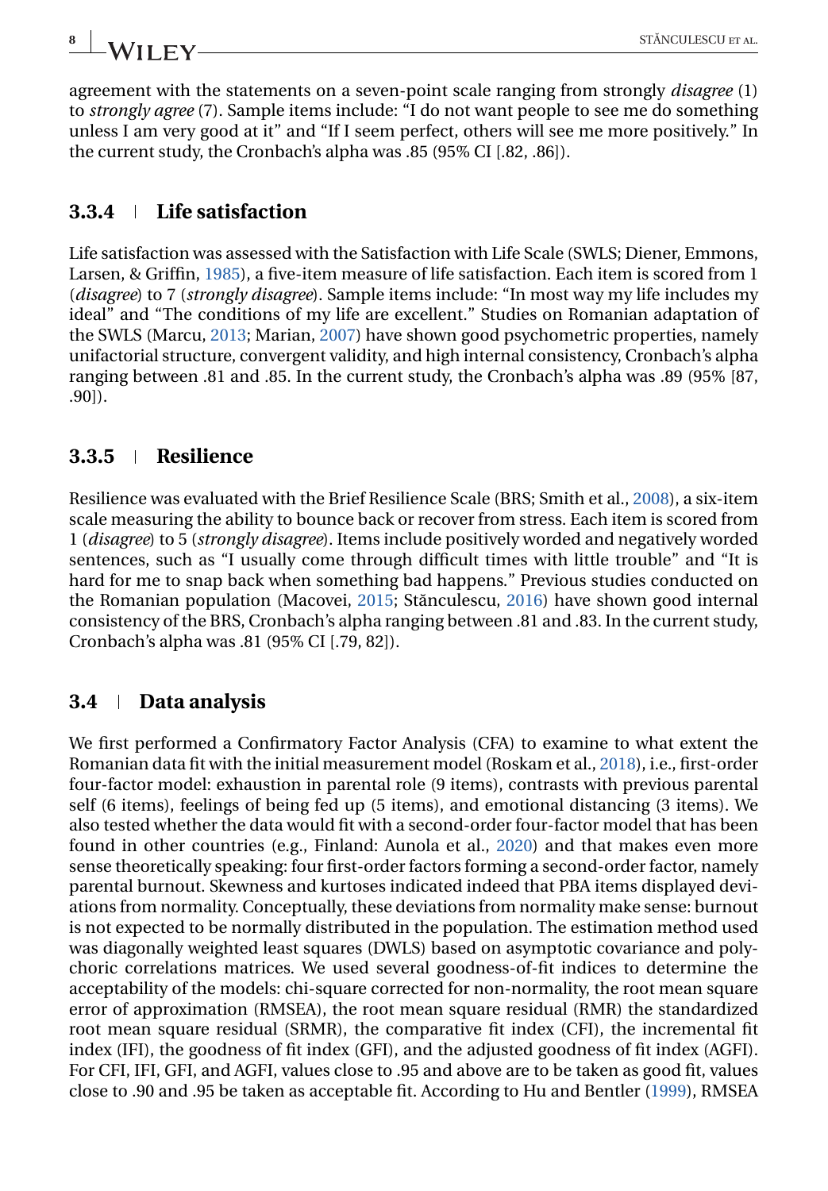agreement with the statements on a seven-point scale ranging from strongly *disagree* (1) to *strongly agree* (7). Sample items include: "I do not want people to see me do something unless I am very good at it" and "If I seem perfect, others will see me more positively." In the current study, the Cronbach's alpha was .85 (95% CI [.82, .86]).

### 3.3.4 | Life satisfaction

Life satisfaction was assessed with the Satisfaction with Life Scale (SWLS; Diener, Emmons, Larsen, & Griffin, 1985), a five-item measure of life satisfaction. Each item is scored from 1 (*disagree*) to 7 (*strongly disagree*). Sample items include: "In most way my life includes my ideal" and "The conditions of my life are excellent." Studies on Romanian adaptation of the SWLS (Marcu, 2013; Marian, 2007) have shown good psychometric properties, namely unifactorial structure, convergent validity, and high internal consistency, Cronbach's alpha ranging between .81 and .85. In the current study, the Cronbach's alpha was .89 (95% [87, .90]).

### 3.3.5 | Resilience

Resilience was evaluated with the Brief Resilience Scale (BRS; Smith et al., 2008), a six-item scale measuring the ability to bounce back or recover from stress. Each item is scored from 1 (*disagree*) to 5 (*strongly disagree*). Items include positively worded and negatively worded sentences, such as "I usually come through difficult times with little trouble" and "It is hard for me to snap back when something bad happens." Previous studies conducted on the Romanian population (Macovei, 2015; Stănculescu, 2016) have shown good internal consistency of the BRS, Cronbach's alpha ranging between .81 and .83. In the current study, Cronbach's alpha was .81 (95% CI [.79, 82]).

## 3.4 | Data analysis

We first performed a Confirmatory Factor Analysis (CFA) to examine to what extent the Romanian data fit with the initial measurement model (Roskam et al., 2018), i.e., first-order four-factor model: exhaustion in parental role (9 items), contrasts with previous parental self (6 items), feelings of being fed up (5 items), and emotional distancing (3 items). We also tested whether the data would fit with a second-order four-factor model that has been found in other countries (e.g., Finland: Aunola et al., 2020) and that makes even more sense theoretically speaking: four first-order factors forming a second-order factor, namely parental burnout. Skewness and kurtoses indicated indeed that PBA items displayed deviations from normality. Conceptually, these deviations from normality make sense: burnout is not expected to be normally distributed in the population. The estimation method used was diagonally weighted least squares (DWLS) based on asymptotic covariance and polychoric correlations matrices. We used several goodness-of-fit indices to determine the acceptability of the models: chi-square corrected for non-normality, the root mean square error of approximation (RMSEA), the root mean square residual (RMR) the standardized root mean square residual (SRMR), the comparative fit index (CFI), the incremental fit index (IFI), the goodness of fit index (GFI), and the adjusted goodness of fit index (AGFI). For CFI, IFI, GFI, and AGFI, values close to .95 and above are to be taken as good fit, values close to .90 and .95 be taken as acceptable fit. According to Hu and Bentler (1999), RMSEA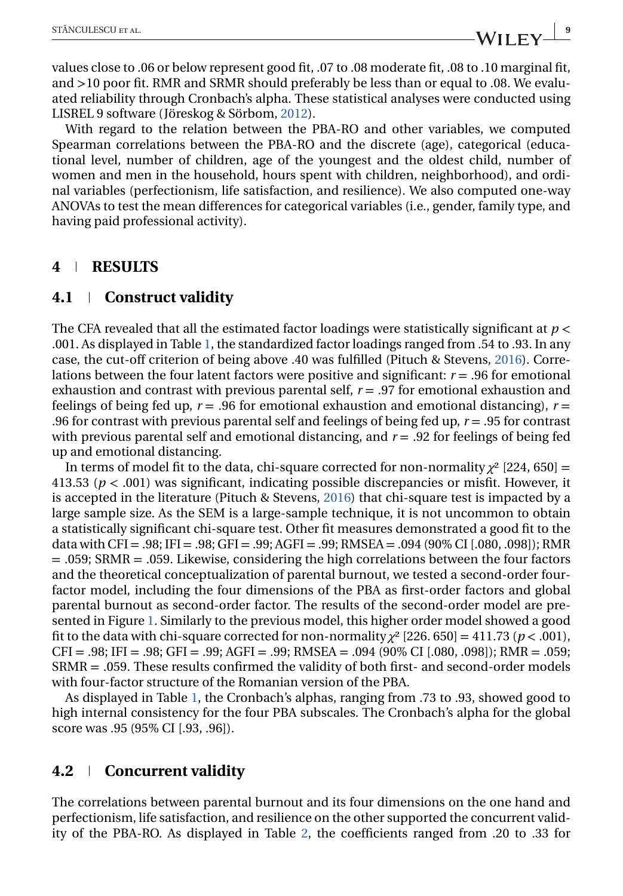values close to .06 or below represent good fit, .07 to .08 moderate fit, .08 to .10 marginal fit, and >10 poor fit. RMR and SRMR should preferably be less than or equal to .08. We evaluated reliability through Cronbach's alpha. These statistical analyses were conducted using LISREL 9 software (Jöreskog & Sörbom, 2012).

With regard to the relation between the PBA-RO and other variables, we computed Spearman correlations between the PBA-RO and the discrete (age), categorical (educational level, number of children, age of the youngest and the oldest child, number of women and men in the household, hours spent with children, neighborhood), and ordinal variables (perfectionism, life satisfaction, and resilience). We also computed one-way ANOVAs to test the mean differences for categorical variables (i.e., gender, family type, and having paid professional activity).

## 4 | RESULTS

### 4.1 | Construct validity

The CFA revealed that all the estimated factor loadings were statistically significant at $p <$ .001. As displayed in Table 1, the standardized factor loadings ranged from .54 to .93. In any case, the cut-off criterion of being above .40 was fulfilled (Pituch & Stevens, 2016). Correlations between the four latent factors were positive and significant: $r = .96$ for emotional exhaustion and contrast with previous parental self, $r = .97$ for emotional exhaustion and feelings of being fed up, $r = .96$ for emotional exhaustion and emotional distancing), $r =$ .96 for contrast with previous parental self and feelings of being fed up, $r = .95$ for contrast with previous parental self and emotional distancing, and $r = .92$ for feelings of being fed up and emotional distancing.

In terms of model fit to the data, chi-square corrected for non-normality $\chi^2$ [224, 650] = 413.53 ($p < .001$) was significant, indicating possible discrepancies or misfit. However, it is accepted in the literature (Pituch & Stevens, 2016) that chi-square test is impacted by a large sample size. As the SEM is a large-sample technique, it is not uncommon to obtain a statistically significant chi-square test. Other fit measures demonstrated a good fit to the data with CFI = .98; IFI = .98; GFI = .99; AGFI = .99; RMSEA = .094 (90% CI [.080, .098]); RMR = .059; SRMR = .059. Likewise, considering the high correlations between the four factors and the theoretical conceptualization of parental burnout, we tested a second-order four-factor model, including the four dimensions of the PBA as first-order factors and global parental burnout as second-order factor. The results of the second-order model are presented in Figure 1. Similarly to the previous model, this higher order model showed a good fit to the data with chi-square corrected for non-normality $\chi^2$ [226. 650] = 411.73 ($p < .001$), CFI = .98; IFI = .98; GFI = .99; AGFI = .99; RMSEA = .094 (90% CI [.080, .098]); RMR = .059; SRMR = .059. These results confirmed the validity of both first- and second-order models with four-factor structure of the Romanian version of the PBA.

As displayed in Table 1, the Cronbach's alphas, ranging from .73 to .93, showed good to high internal consistency for the four PBA subscales. The Cronbach's alpha for the global score was .95 (95% CI [.93, .96]).

### 4.2 | Concurrent validity

The correlations between parental burnout and its four dimensions on the one hand and perfectionism, life satisfaction, and resilience on the other supported the concurrent validity of the PBA-RO. As displayed in Table 2, the coefficients ranged from .20 to .33 for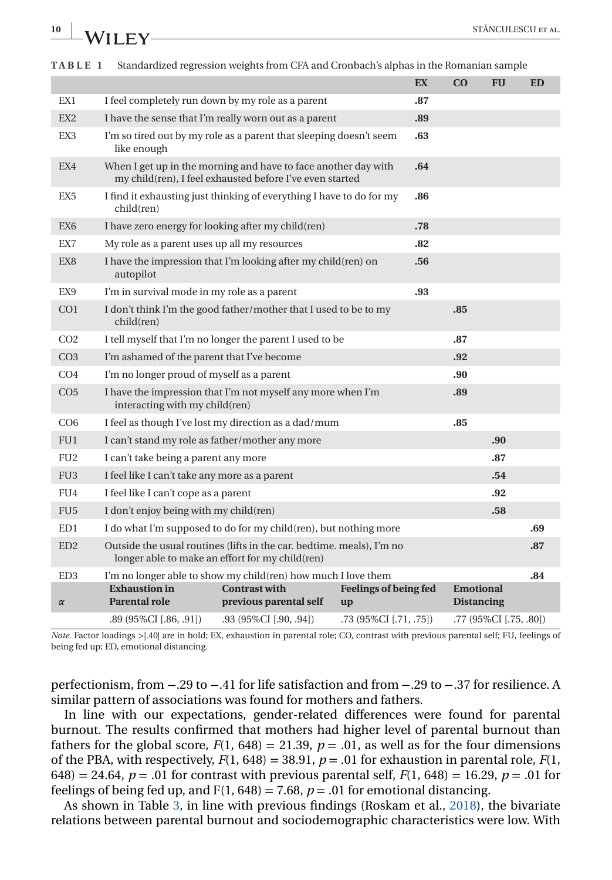**TABLE 1** Standardized regression weights from CFA and Cronbach's alphas in the Romanian sample

| | | EX | CO | FU | ED |
|---|---|---|---|---|---|
| EX1 | I feel completely run down by my role as a parent | **.87** | | | |
| EX2 | I have the sense that I'm really worn out as a parent | **.89** | | | |
| EX3 | I'm so tired out by my role as a parent that sleeping doesn't seem like enough | **.63** | | | |
| EX4 | When I get up in the morning and have to face another day with my child(ren), I feel exhausted before I've even started | **.64** | | | |
| EX5 | I find it exhausting just thinking of everything I have to do for my child(ren) | **.86** | | | |
| EX6 | I have zero energy for looking after my child(ren) | **.78** | | | |
| EX7 | My role as a parent uses up all my resources | **.82** | | | |
| EX8 | I have the impression that I'm looking after my child(ren) on autopilot | **.56** | | | |
| EX9 | I'm in survival mode in my role as a parent | **.93** | | | |
| CO1 | I don't think I'm the good father/mother that I used to be to my child(ren) | | **.85** | | |
| CO2 | I tell myself that I'm no longer the parent I used to be | | **.87** | | |
| CO3 | I'm ashamed of the parent that I've become | | **.92** | | |
| CO4 | I'm no longer proud of myself as a parent | | **.90** | | |
| CO5 | I have the impression that I'm not myself any more when I'm interacting with my child(ren) | | **.89** | | |
| CO6 | I feel as though I've lost my direction as a dad/mum | | **.85** | | |
| FU1 | I can't stand my role as father/mother any more | | | **.90** | |
| FU2 | I can't take being a parent any more | | | **.87** | |
| FU3 | I feel like I can't take any more as a parent | | | **.54** | |
| FU4 | I feel like I can't cope as a parent | | | **.92** | |
| FU5 | I don't enjoy being with my child(ren) | | | **.58** | |
| ED1 | I do what I'm supposed to do for my child(ren), but nothing more | | | | **.69** |
| ED2 | Outside the usual routines (lifts in the car. bedtime. meals), I'm no longer able to make an effort for my child(ren) | | | | **.87** |
| ED3 | I'm no longer able to show my child(ren) how much I love them | | | | **.84** |

| $\alpha$ | **Exhaustion in Parental role** | **Contrast with previous parental self** | **Feelings of being fed up** | **Emotional Distancing** |
|---|---|---|---|---|
| | .89 (95%CI [.86, .91]) | .93 (95%CI [.90, .94]) | .73 (95%CI [.71, .75]) | .77 (95%CI [.75, .80]) |

*Note*. Factor loadings >|.40| are in bold; EX, exhaustion in parental role; CO, contrast with previous parental self; FU, feelings of being fed up; ED, emotional distancing.

perfectionism, from −.29 to −.41 for life satisfaction and from −.29 to −.37 for resilience. A similar pattern of associations was found for mothers and fathers.

In line with our expectations, gender-related differences were found for parental burnout. The results confirmed that mothers had higher level of parental burnout than fathers for the global score, $F(1, 648) = 21.39$, $p = .01$, as well as for the four dimensions of the PBA, with respectively, $F(1, 648) = 38.91$, $p = .01$ for exhaustion in parental role, $F(1, 648) = 24.64$, $p = .01$ for contrast with previous parental self, $F(1, 648) = 16.29$, $p = .01$ for feelings of being fed up, and $F(1, 648) = 7.68$, $p = .01$ for emotional distancing.

As shown in Table 3, in line with previous findings (Roskam et al., 2018), the bivariate relations between parental burnout and sociodemographic characteristics were low. With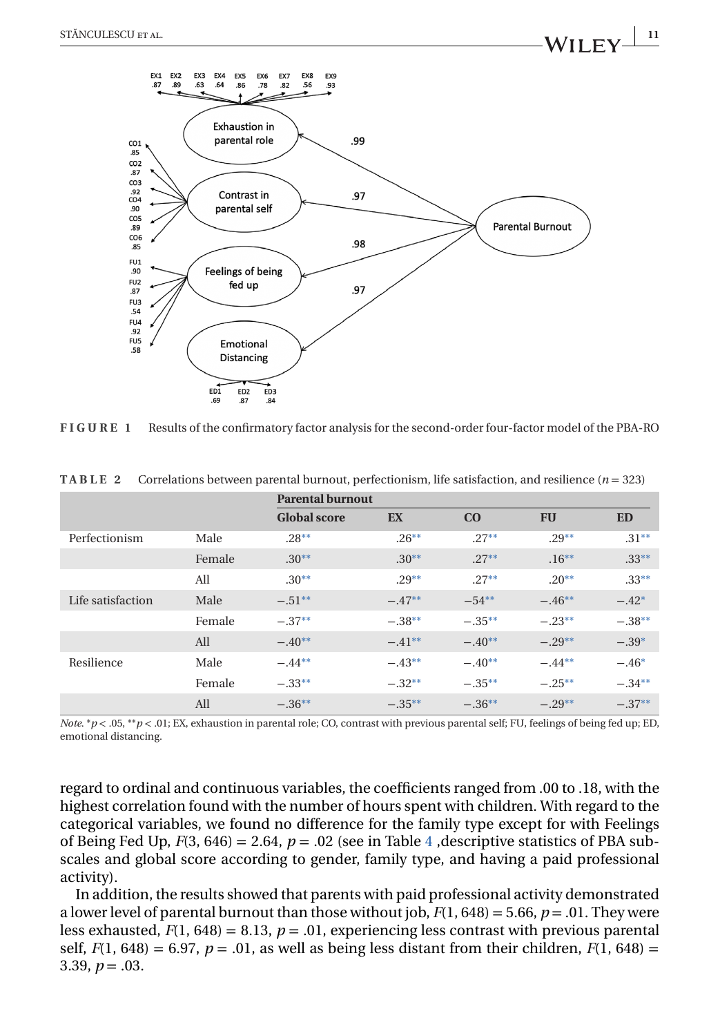**FIGURE 1** Results of the confirmatory factor analysis for the second-order four-factor model of the PBA-RO

**TABLE 2** Correlations between parental burnout, perfectionism, life satisfaction, and resilience ($n = 323$)

| | | Parental burnout | | | | |
|---|---|---|---|---|---|---|
| | | **Global score** | **EX** | **CO** | **FU** | **ED** |
| Perfectionism | Male | .28** | .26** | .27** | .29** | .31** |
| | Female | .30** | .30** | .27** | .16** | .33** |
| | All | .30** | .29** | .27** | .20** | .33** |
| Life satisfaction | Male | −.51** | −.47** | −54** | −.46** | −.42* |
| | Female | −.37** | −.38** | −.35** | −.23** | −.38** |
| | All | −.40** | −.41** | −.40** | −.29** | −.39* |
| Resilience | Male | −.44** | −.43** | −.40** | −.44** | −.46* |
| | Female | −.33** | −.32** | −.35** | −.25** | −.34** |
| | All | −.36** | −.35** | −.36** | −.29** | −.37** |

*Note.* \*$p < .05$, \*\*$p < .01$; EX, exhaustion in parental role; CO, contrast with previous parental self; FU, feelings of being fed up; ED, emotional distancing.

regard to ordinal and continuous variables, the coefficients ranged from .00 to .18, with the highest correlation found with the number of hours spent with children. With regard to the categorical variables, we found no difference for the family type except for with Feelings of Being Fed Up, $F(3, 646) = 2.64$, $p = .02$ (see in Table 4 ,descriptive statistics of PBA subscales and global score according to gender, family type, and having a paid professional activity).

In addition, the results showed that parents with paid professional activity demonstrated a lower level of parental burnout than those without job, $F(1, 648) = 5.66$, $p = .01$. They were less exhausted, $F(1, 648) = 8.13$, $p = .01$, experiencing less contrast with previous parental self, $F(1, 648) = 6.97$, $p = .01$, as well as being less distant from their children, $F(1, 648) = 3.39$, $p = .03$.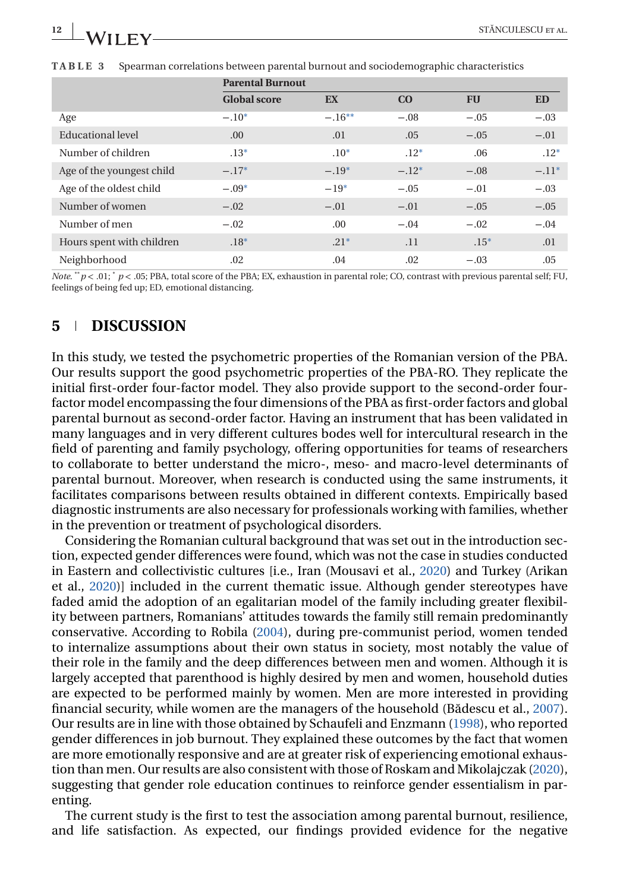**TABLE 3** Spearman correlations between parental burnout and sociodemographic characteristics

| | Parental Burnout | | | | |
|---|---|---|---|---|---|
| | **Global score** | **EX** | **CO** | **FU** | **ED** |
| Age | −.10* | −.16** | −.08 | −.05 | −.03 |
| Educational level | .00 | .01 | .05 | −.05 | −.01 |
| Number of children | .13* | .10* | .12* | .06 | .12* |
| Age of the youngest child | −.17* | −.19* | −.12* | −.08 | −.11* |
| Age of the oldest child | −.09* | −19* | −.05 | −.01 | −.03 |
| Number of women | −.02 | −.01 | −.01 | −.05 | −.05 |
| Number of men | −.02 | .00 | −.04 | −.02 | −.04 |
| Hours spent with children | .18* | .21* | .11 | .15* | .01 |
| Neighborhood | .02 | .04 | .02 | −.03 | .05 |

*Note.* ** $p < .01$; * $p < .05$; PBA, total score of the PBA; EX, exhaustion in parental role; CO, contrast with previous parental self; FU, feelings of being fed up; ED, emotional distancing.

## 5 DISCUSSION

In this study, we tested the psychometric properties of the Romanian version of the PBA. Our results support the good psychometric properties of the PBA-RO. They replicate the initial first-order four-factor model. They also provide support to the second-order four-factor model encompassing the four dimensions of the PBA as first-order factors and global parental burnout as second-order factor. Having an instrument that has been validated in many languages and in very different cultures bodes well for intercultural research in the field of parenting and family psychology, offering opportunities for teams of researchers to collaborate to better understand the micro-, meso- and macro-level determinants of parental burnout. Moreover, when research is conducted using the same instruments, it facilitates comparisons between results obtained in different contexts. Empirically based diagnostic instruments are also necessary for professionals working with families, whether in the prevention or treatment of psychological disorders.

Considering the Romanian cultural background that was set out in the introduction section, expected gender differences were found, which was not the case in studies conducted in Eastern and collectivistic cultures [i.e., Iran (Mousavi et al., 2020) and Turkey (Arikan et al., 2020)] included in the current thematic issue. Although gender stereotypes have faded amid the adoption of an egalitarian model of the family including greater flexibility between partners, Romanians' attitudes towards the family still remain predominantly conservative. According to Robila (2004), during pre-communist period, women tended to internalize assumptions about their own status in society, most notably the value of their role in the family and the deep differences between men and women. Although it is largely accepted that parenthood is highly desired by men and women, household duties are expected to be performed mainly by women. Men are more interested in providing financial security, while women are the managers of the household (Bădescu et al., 2007). Our results are in line with those obtained by Schaufeli and Enzmann (1998), who reported gender differences in job burnout. They explained these outcomes by the fact that women are more emotionally responsive and are at greater risk of experiencing emotional exhaustion than men. Our results are also consistent with those of Roskam and Mikolajczak (2020), suggesting that gender role education continues to reinforce gender essentialism in parenting.

The current study is the first to test the association among parental burnout, resilience, and life satisfaction. As expected, our findings provided evidence for the negative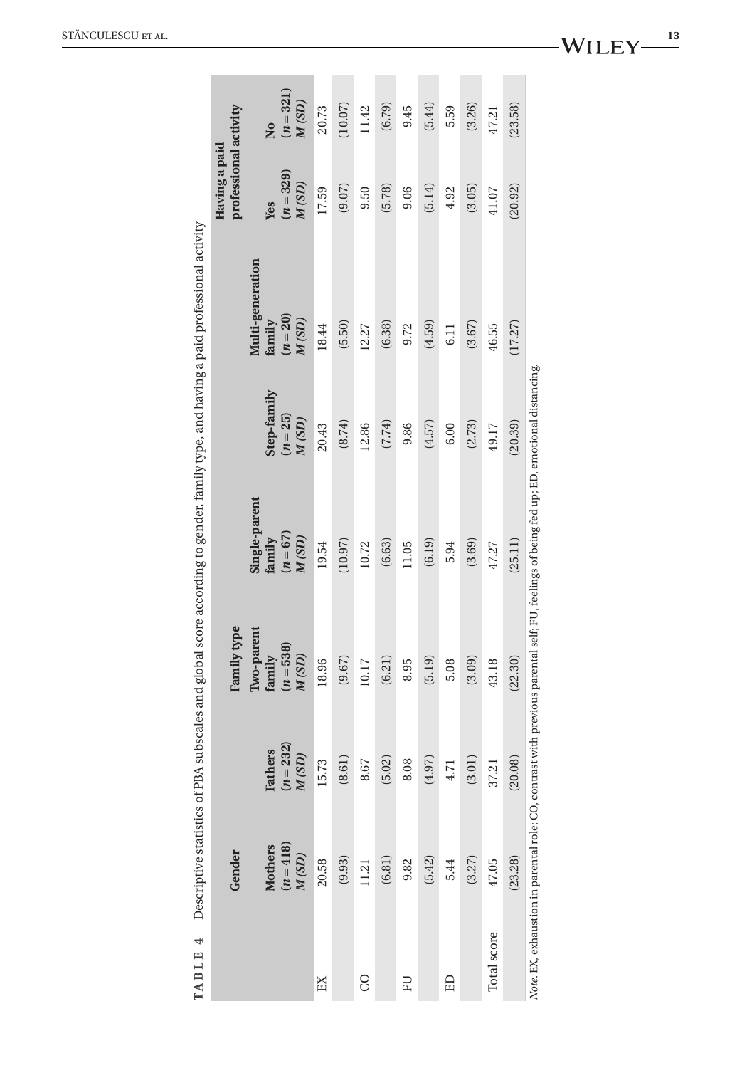**TABLE 4** Descriptive statistics of PBA subscales and global score according to gender, family type, and having a paid professional activity

| | Gender | | Family type | | | | Having a paid professional activity | |
|---|---|---|---|---|---|---|---|---|
| | Mothers ($n = 418$) *M (SD)* | Fathers ($n = 232$) *M (SD)* | Two-parent family ($n = 538$) *M (SD)* | Single-parent family ($n = 67$) *M (SD)* | Step-family ($n = 25$) *M (SD)* | Multi-generation family ($n = 20$) *M (SD)* | Yes ($n = 329$) *M (SD)* | No ($n = 321$) *M (SD)* |
| EX | 20.58 | 15.73 | 18.96 | 19.54 | 20.43 | 18.44 | 17.59 | 20.73 |
| | (9.93) | (8.61) | (9.67) | (10.97) | (8.74) | (5.50) | (9.07) | (10.07) |
| CO | 11.21 | 8.67 | 10.17 | 10.72 | 12.86 | 12.27 | 9.50 | 11.42 |
| | (6.81) | (5.02) | (6.21) | (6.63) | (7.74) | (6.38) | (5.78) | (6.79) |
| FU | 9.82 | 8.08 | 8.95 | 11.05 | 9.86 | 9.72 | 9.06 | 9.45 |
| | (5.42) | (4.97) | (5.19) | (6.19) | (4.57) | (4.59) | (5.14) | (5.44) |
| ED | 5.44 | 4.71 | 5.08 | 5.94 | 6.00 | 6.11 | 4.92 | 5.59 |
| | (3.27) | (3.01) | (3.09) | (3.69) | (2.73) | (3.67) | (3.05) | (3.26) |
| Total score | 47.05 | 37.21 | 43.18 | 47.27 | 49.17 | 46.55 | 41.07 | 47.21 |
| | (23.28) | (20.08) | (22.30) | (25.11) | (20.39) | (17.27) | (20.92) | (23.58) |

*Note*. EX, exhaustion in parental role; CO, contrast with previous parental self; FU, feelings of being fed up; ED, emotional distancing.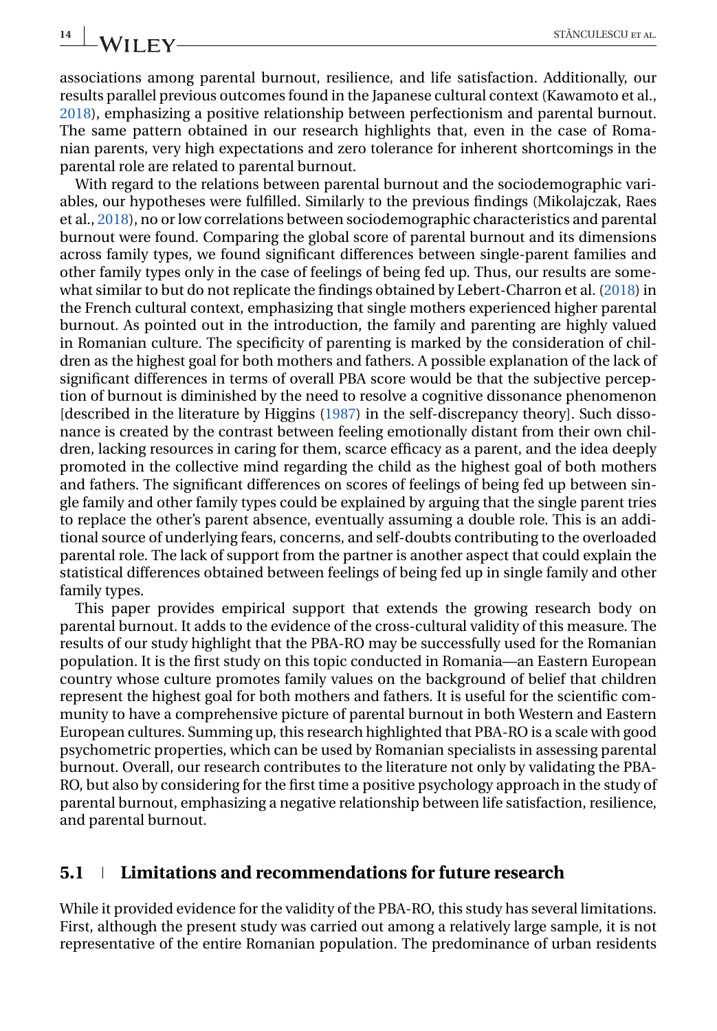associations among parental burnout, resilience, and life satisfaction. Additionally, our results parallel previous outcomes found in the Japanese cultural context (Kawamoto et al., 2018), emphasizing a positive relationship between perfectionism and parental burnout. The same pattern obtained in our research highlights that, even in the case of Romanian parents, very high expectations and zero tolerance for inherent shortcomings in the parental role are related to parental burnout.

With regard to the relations between parental burnout and the sociodemographic variables, our hypotheses were fulfilled. Similarly to the previous findings (Mikolajczak, Raes et al., 2018), no or low correlations between sociodemographic characteristics and parental burnout were found. Comparing the global score of parental burnout and its dimensions across family types, we found significant differences between single-parent families and other family types only in the case of feelings of being fed up. Thus, our results are somewhat similar to but do not replicate the findings obtained by Lebert-Charron et al. (2018) in the French cultural context, emphasizing that single mothers experienced higher parental burnout. As pointed out in the introduction, the family and parenting are highly valued in Romanian culture. The specificity of parenting is marked by the consideration of children as the highest goal for both mothers and fathers. A possible explanation of the lack of significant differences in terms of overall PBA score would be that the subjective perception of burnout is diminished by the need to resolve a cognitive dissonance phenomenon [described in the literature by Higgins (1987) in the self-discrepancy theory]. Such dissonance is created by the contrast between feeling emotionally distant from their own children, lacking resources in caring for them, scarce efficacy as a parent, and the idea deeply promoted in the collective mind regarding the child as the highest goal of both mothers and fathers. The significant differences on scores of feelings of being fed up between single family and other family types could be explained by arguing that the single parent tries to replace the other's parent absence, eventually assuming a double role. This is an additional source of underlying fears, concerns, and self-doubts contributing to the overloaded parental role. The lack of support from the partner is another aspect that could explain the statistical differences obtained between feelings of being fed up in single family and other family types.

This paper provides empirical support that extends the growing research body on parental burnout. It adds to the evidence of the cross-cultural validity of this measure. The results of our study highlight that the PBA-RO may be successfully used for the Romanian population. It is the first study on this topic conducted in Romania—an Eastern European country whose culture promotes family values on the background of belief that children represent the highest goal for both mothers and fathers. It is useful for the scientific community to have a comprehensive picture of parental burnout in both Western and Eastern European cultures. Summing up, this research highlighted that PBA-RO is a scale with good psychometric properties, which can be used by Romanian specialists in assessing parental burnout. Overall, our research contributes to the literature not only by validating the PBA-RO, but also by considering for the first time a positive psychology approach in the study of parental burnout, emphasizing a negative relationship between life satisfaction, resilience, and parental burnout.

### 5.1 Limitations and recommendations for future research

While it provided evidence for the validity of the PBA-RO, this study has several limitations. First, although the present study was carried out among a relatively large sample, it is not representative of the entire Romanian population. The predominance of urban residents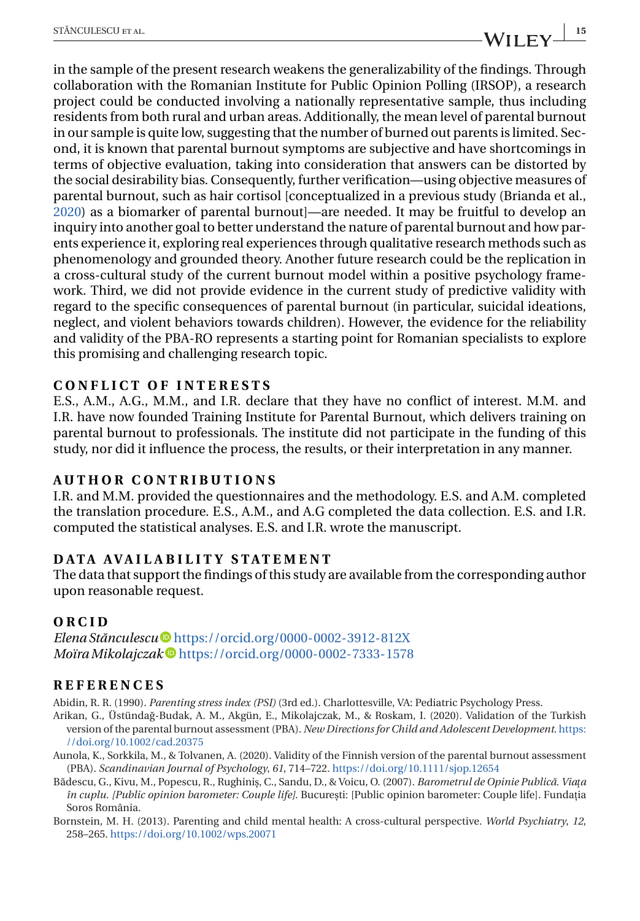in the sample of the present research weakens the generalizability of the findings. Through collaboration with the Romanian Institute for Public Opinion Polling (IRSOP), a research project could be conducted involving a nationally representative sample, thus including residents from both rural and urban areas. Additionally, the mean level of parental burnout in our sample is quite low, suggesting that the number of burned out parents is limited. Second, it is known that parental burnout symptoms are subjective and have shortcomings in terms of objective evaluation, taking into consideration that answers can be distorted by the social desirability bias. Consequently, further verification—using objective measures of parental burnout, such as hair cortisol [conceptualized in a previous study (Brianda et al., 2020) as a biomarker of parental burnout]—are needed. It may be fruitful to develop an inquiry into another goal to better understand the nature of parental burnout and how parents experience it, exploring real experiences through qualitative research methods such as phenomenology and grounded theory. Another future research could be the replication in a cross-cultural study of the current burnout model within a positive psychology framework. Third, we did not provide evidence in the current study of predictive validity with regard to the specific consequences of parental burnout (in particular, suicidal ideations, neglect, and violent behaviors towards children). However, the evidence for the reliability and validity of the PBA-RO represents a starting point for Romanian specialists to explore this promising and challenging research topic.

## CONFLICT OF INTERESTS

E.S., A.M., A.G., M.M., and I.R. declare that they have no conflict of interest. M.M. and I.R. have now founded Training Institute for Parental Burnout, which delivers training on parental burnout to professionals. The institute did not participate in the funding of this study, nor did it influence the process, the results, or their interpretation in any manner.

## AUTHOR CONTRIBUTIONS

I.R. and M.M. provided the questionnaires and the methodology. E.S. and A.M. completed the translation procedure. E.S., A.M., and A.G completed the data collection. E.S. and I.R. computed the statistical analyses. E.S. and I.R. wrote the manuscript.

## DATA AVAILABILITY STATEMENT

The data that support the findings of this study are available from the corresponding author upon reasonable request.

## ORCID

*Elena Stănculescu* https://orcid.org/0000-0002-3912-812X
*Moïra Mikolajczak* https://orcid.org/0000-0002-7333-1578

## REFERENCES

Abidin, R. R. (1990). *Parenting stress index (PSI)* (3rd ed.). Charlottesville, VA: Pediatric Psychology Press.

Arikan, G., Üstündağ-Budak, A. M., Akgün, E., Mikolajczak, M., & Roskam, I. (2020). Validation of the Turkish version of the parental burnout assessment (PBA). *New Directions for Child and Adolescent Development*. https://doi.org/10.1002/cad.20375

Aunola, K., Sorkkila, M., & Tolvanen, A. (2020). Validity of the Finnish version of the parental burnout assessment (PBA). *Scandinavian Journal of Psychology*, *61*, 714–722. https://doi.org/10.1111/sjop.12654

Bădescu, G., Kivu, M., Popescu, R., Rughiniș, C., Sandu, D., & Voicu, O. (2007). *Barometrul de Opinie Publică. Viața în cuplu. [Public opinion barometer: Couple life]*. București: [Public opinion barometer: Couple life]. Fundația Soros România.

Bornstein, M. H. (2013). Parenting and child mental health: A cross-cultural perspective. *World Psychiatry*, *12*, 258–265. https://doi.org/10.1002/wps.20071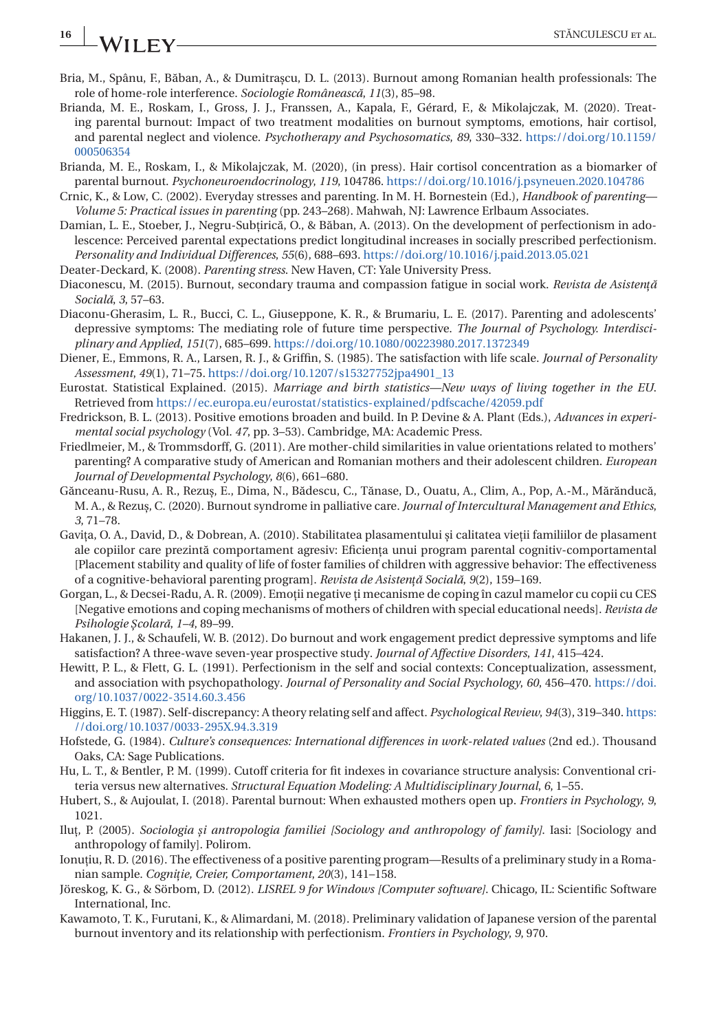Bria, M., Spânu, F., Băban, A., & Dumitrașcu, D. L. (2013). Burnout among Romanian health professionals: The role of home-role interference. *Sociologie Românească*, *11*(3), 85–98.

Brianda, M. E., Roskam, I., Gross, J. J., Franssen, A., Kapala, F., Gérard, F., & Mikolajczak, M. (2020). Treating parental burnout: Impact of two treatment modalities on burnout symptoms, emotions, hair cortisol, and parental neglect and violence. *Psychotherapy and Psychosomatics*, *89*, 330–332. https://doi.org/10.1159/000506354

Brianda, M. E., Roskam, I., & Mikolajczak, M. (2020), (in press). Hair cortisol concentration as a biomarker of parental burnout. *Psychoneuroendocrinology*, *119*, 104786. https://doi.org/10.1016/j.psyneuen.2020.104786

Crnic, K., & Low, C. (2002). Everyday stresses and parenting. In M. H. Bornestein (Ed.), *Handbook of parenting—Volume 5: Practical issues in parenting* (pp. 243–268). Mahwah, NJ: Lawrence Erlbaum Associates.

Damian, L. E., Stoeber, J., Negru-Subțirică, O., & Băban, A. (2013). On the development of perfectionism in adolescence: Perceived parental expectations predict longitudinal increases in socially prescribed perfectionism. *Personality and Individual Differences*, *55*(6), 688–693. https://doi.org/10.1016/j.paid.2013.05.021

Deater-Deckard, K. (2008). *Parenting stress*. New Haven, CT: Yale University Press.

Diaconescu, M. (2015). Burnout, secondary trauma and compassion fatigue in social work. *Revista de Asistență Socială*, *3*, 57–63.

Diaconu-Gherasim, L. R., Bucci, C. L., Giuseppone, K. R., & Brumariu, L. E. (2017). Parenting and adolescents' depressive symptoms: The mediating role of future time perspective. *The Journal of Psychology. Interdisciplinary and Applied*, *151*(7), 685–699. https://doi.org/10.1080/00223980.2017.1372349

Diener, E., Emmons, R. A., Larsen, R. J., & Griffin, S. (1985). The satisfaction with life scale. *Journal of Personality Assessment*, *49*(1), 71–75. https://doi.org/10.1207/s15327752jpa4901_13

Eurostat. Statistical Explained. (2015). *Marriage and birth statistics—New ways of living together in the EU*. Retrieved from https://ec.europa.eu/eurostat/statistics-explained/pdfscache/42059.pdf

Fredrickson, B. L. (2013). Positive emotions broaden and build. In P. Devine & A. Plant (Eds.), *Advances in experimental social psychology* (Vol. *47*, pp. 3–53). Cambridge, MA: Academic Press.

Friedlmeier, M., & Trommsdorff, G. (2011). Are mother-child similarities in value orientations related to mothers' parenting? A comparative study of American and Romanian mothers and their adolescent children. *European Journal of Developmental Psychology*, *8*(6), 661–680.

Gănceanu-Rusu, A. R., Rezuș, E., Dima, N., Bădescu, C., Tănase, D., Ouatu, A., Clim, A., Pop, A.-M., Mărănducă, M. A., & Rezuș, C. (2020). Burnout syndrome in palliative care. *Journal of Intercultural Management and Ethics*, *3*, 71–78.

Gavița, O. A., David, D., & Dobrean, A. (2010). Stabilitatea plasamentului și calitatea vieții familiilor de plasament ale copiilor care prezintă comportament agresiv: Eficiența unui program parental cognitiv-comportamental [Placement stability and quality of life of foster families of children with aggressive behavior: The effectiveness of a cognitive-behavioral parenting program]. *Revista de Asistență Socială*, *9*(2), 159–169.

Gorgan, L., & Decsei-Radu, A. R. (2009). Emoții negative ți mecanisme de coping în cazul mamelor cu copii cu CES [Negative emotions and coping mechanisms of mothers of children with special educational needs]. *Revista de Psihologie Școlară*, *1–4*, 89–99.

Hakanen, J. J., & Schaufeli, W. B. (2012). Do burnout and work engagement predict depressive symptoms and life satisfaction? A three-wave seven-year prospective study. *Journal of Affective Disorders*, *141*, 415–424.

Hewitt, P. L., & Flett, G. L. (1991). Perfectionism in the self and social contexts: Conceptualization, assessment, and association with psychopathology. *Journal of Personality and Social Psychology*, *60*, 456–470. https://doi.org/10.1037/0022-3514.60.3.456

Higgins, E. T. (1987). Self-discrepancy: A theory relating self and affect. *Psychological Review*, *94*(3), 319–340. https://doi.org/10.1037/0033-295X.94.3.319

Hofstede, G. (1984). *Culture's consequences: International differences in work-related values* (2nd ed.). Thousand Oaks, CA: Sage Publications.

Hu, L. T., & Bentler, P. M. (1999). Cutoff criteria for fit indexes in covariance structure analysis: Conventional criteria versus new alternatives. *Structural Equation Modeling: A Multidisciplinary Journal*, *6*, 1–55.

Hubert, S., & Aujoulat, I. (2018). Parental burnout: When exhausted mothers open up. *Frontiers in Psychology*, *9*, 1021.

Iluț, P. (2005). *Sociologia și antropologia familiei [Sociology and anthropology of family]*. Iasi: [Sociology and anthropology of family]. Polirom.

Ionuțiu, R. D. (2016). The effectiveness of a positive parenting program—Results of a preliminary study in a Romanian sample. *Cogniție, Creier, Comportament*, *20*(3), 141–158.

Jöreskog, K. G., & Sörbom, D. (2012). *LISREL 9 for Windows [Computer software]*. Chicago, IL: Scientific Software International, Inc.

Kawamoto, T. K., Furutani, K., & Alimardani, M. (2018). Preliminary validation of Japanese version of the parental burnout inventory and its relationship with perfectionism. *Frontiers in Psychology*, *9*, 970.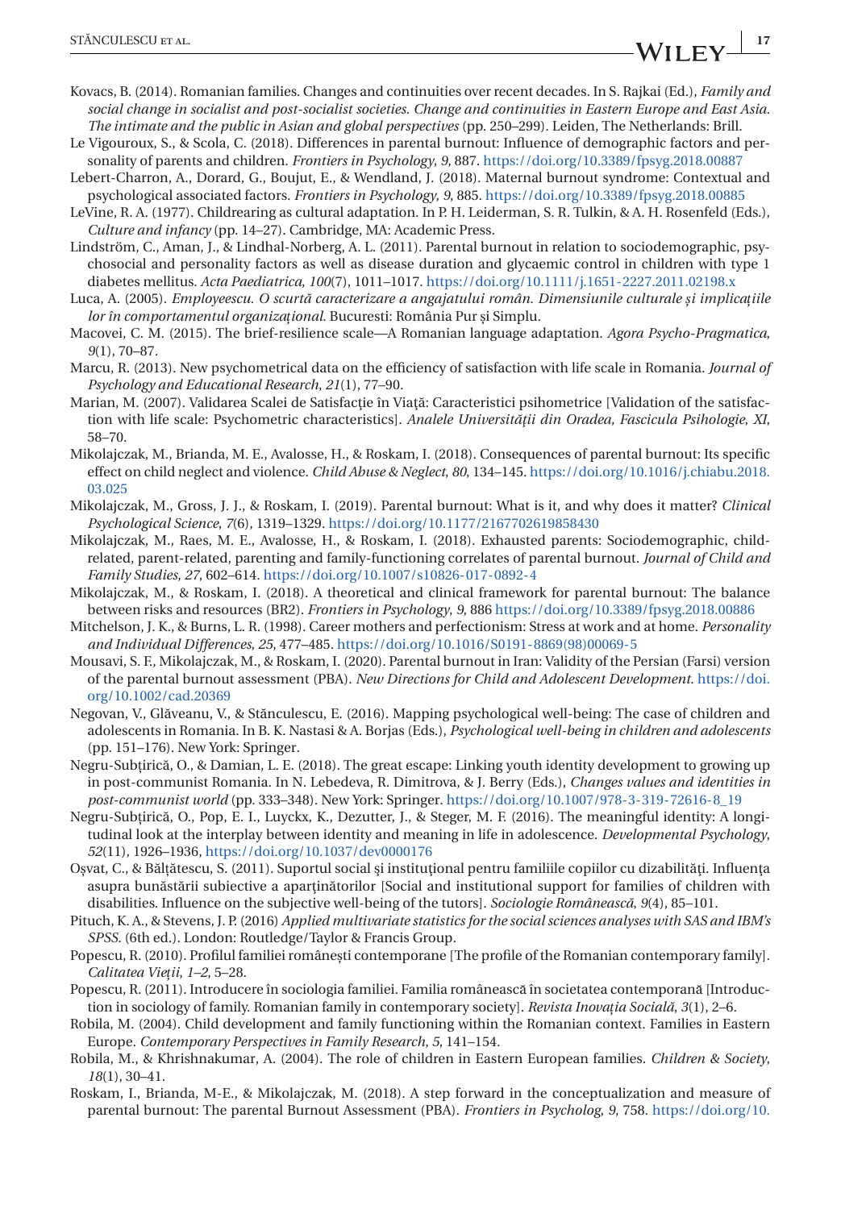Kovacs, B. (2014). Romanian families. Changes and continuities over recent decades. In S. Rajkai (Ed.), *Family and social change in socialist and post-socialist societies. Change and continuities in Eastern Europe and East Asia. The intimate and the public in Asian and global perspectives* (pp. 250–299). Leiden, The Netherlands: Brill.

Le Vigouroux, S., & Scola, C. (2018). Differences in parental burnout: Influence of demographic factors and personality of parents and children. *Frontiers in Psychology*, *9*, 887. https://doi.org/10.3389/fpsyg.2018.00887

Lebert-Charron, A., Dorard, G., Boujut, E., & Wendland, J. (2018). Maternal burnout syndrome: Contextual and psychological associated factors. *Frontiers in Psychology*, *9*, 885. https://doi.org/10.3389/fpsyg.2018.00885

LeVine, R. A. (1977). Childrearing as cultural adaptation. In P. H. Leiderman, S. R. Tulkin, & A. H. Rosenfeld (Eds.), *Culture and infancy* (pp. 14–27). Cambridge, MA: Academic Press.

Lindström, C., Aman, J., & Lindhal-Norberg, A. L. (2011). Parental burnout in relation to sociodemographic, psychosocial and personality factors as well as disease duration and glycaemic control in children with type 1 diabetes mellitus. *Acta Paediatrica*, *100*(7), 1011–1017. https://doi.org/10.1111/j.1651-2227.2011.02198.x

Luca, A. (2005). *Employeescu. O scurtă caracterizare a angajatului român. Dimensiunile culturale și implicațiile lor în comportamentul organizațional*. Bucuresti: România Pur și Simplu.

Macovei, C. M. (2015). The brief-resilience scale—A Romanian language adaptation. *Agora Psycho-Pragmatica*, *9*(1), 70–87.

Marcu, R. (2013). New psychometrical data on the efficiency of satisfaction with life scale in Romania. *Journal of Psychology and Educational Research*, *21*(1), 77–90.

Marian, M. (2007). Validarea Scalei de Satisfacție în Viață: Caracteristici psihometrice [Validation of the satisfaction with life scale: Psychometric characteristics]. *Analele Universității din Oradea, Fascicula Psihologie*, *XI*, 58–70.

Mikolajczak, M., Brianda, M. E., Avalosse, H., & Roskam, I. (2018). Consequences of parental burnout: Its specific effect on child neglect and violence. *Child Abuse & Neglect*, *80*, 134–145. https://doi.org/10.1016/j.chiabu.2018.03.025

Mikolajczak, M., Gross, J. J., & Roskam, I. (2019). Parental burnout: What is it, and why does it matter? *Clinical Psychological Science*, *7*(6), 1319–1329. https://doi.org/10.1177/2167702619858430

Mikolajczak, M., Raes, M. E., Avalosse, H., & Roskam, I. (2018). Exhausted parents: Sociodemographic, child-related, parent-related, parenting and family-functioning correlates of parental burnout. *Journal of Child and Family Studies*, *27*, 602–614. https://doi.org/10.1007/s10826-017-0892-4

Mikolajczak, M., & Roskam, I. (2018). A theoretical and clinical framework for parental burnout: The balance between risks and resources (BR2). *Frontiers in Psychology*, *9*, 886 https://doi.org/10.3389/fpsyg.2018.00886

Mitchelson, J. K., & Burns, L. R. (1998). Career mothers and perfectionism: Stress at work and at home. *Personality and Individual Differences*, *25*, 477–485. https://doi.org/10.1016/S0191-8869(98)00069-5

Mousavi, S. F., Mikolajczak, M., & Roskam, I. (2020). Parental burnout in Iran: Validity of the Persian (Farsi) version of the parental burnout assessment (PBA). *New Directions for Child and Adolescent Development*. https://doi.org/10.1002/cad.20369

Negovan, V., Glăveanu, V., & Stănculescu, E. (2016). Mapping psychological well-being: The case of children and adolescents in Romania. In B. K. Nastasi & A. Borjas (Eds.), *Psychological well-being in children and adolescents* (pp. 151–176). New York: Springer.

Negru-Subțirică, O., & Damian, L. E. (2018). The great escape: Linking youth identity development to growing up in post-communist Romania. In N. Lebedeva, R. Dimitrova, & J. Berry (Eds.), *Changes values and identities in post-communist world* (pp. 333–348). New York: Springer. https://doi.org/10.1007/978-3-319-72616-8_19

Negru-Subțirică, O., Pop, E. I., Luyckx, K., Dezutter, J., & Steger, M. F. (2016). The meaningful identity: A longitudinal look at the interplay between identity and meaning in life in adolescence. *Developmental Psychology*, *52*(11), 1926–1936, https://doi.org/10.1037/dev0000176

Oșvat, C., & Bălțătescu, S. (2011). Suportul social și instituțional pentru familiile copiilor cu dizabilități. Influența asupra bunăstării subiective a aparținătorilor [Social and institutional support for families of children with disabilities. Influence on the subjective well-being of the tutors]. *Sociologie Românească*, *9*(4), 85–101.

Pituch, K. A., & Stevens, J. P. (2016) *Applied multivariate statistics for the social sciences analyses with SAS and IBM's SPSS*. (6th ed.). London: Routledge/Taylor & Francis Group.

Popescu, R. (2010). Profilul familiei românești contemporane [The profile of the Romanian contemporary family]. *Calitatea Vieții*, *1–2*, 5–28.

Popescu, R. (2011). Introducere în sociologia familiei. Familia românească în societatea contemporană [Introduction in sociology of family. Romanian family in contemporary society]. *Revista Inovația Socială*, *3*(1), 2–6.

Robila, M. (2004). Child development and family functioning within the Romanian context. Families in Eastern Europe. *Contemporary Perspectives in Family Research*, *5*, 141–154.

Robila, M., & Khrishnakumar, A. (2004). The role of children in Eastern European families. *Children & Society*, *18*(1), 30–41.

Roskam, I., Brianda, M-E., & Mikolajczak, M. (2018). A step forward in the conceptualization and measure of parental burnout: The parental Burnout Assessment (PBA). *Frontiers in Psycholog*, *9*, 758. https://doi.org/10.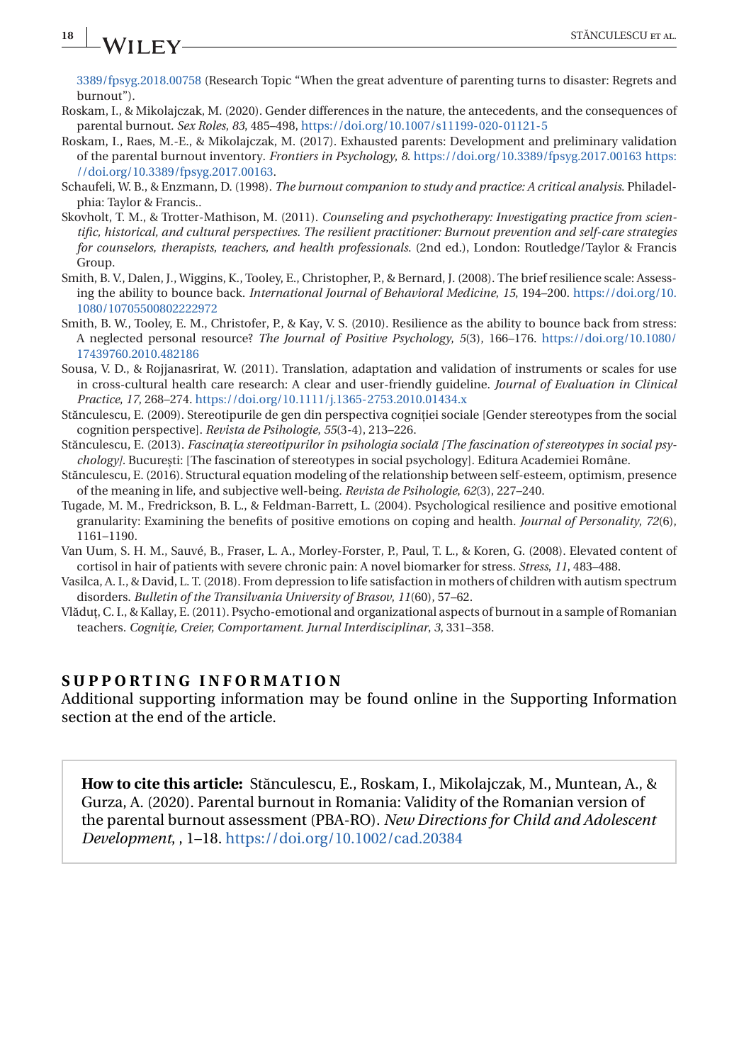3389/fpsyg.2018.00758 (Research Topic "When the great adventure of parenting turns to disaster: Regrets and burnout").

Roskam, I., & Mikolajczak, M. (2020). Gender differences in the nature, the antecedents, and the consequences of parental burnout. *Sex Roles*, *83*, 485–498, https://doi.org/10.1007/s11199-020-01121-5

Roskam, I., Raes, M.-E., & Mikolajczak, M. (2017). Exhausted parents: Development and preliminary validation of the parental burnout inventory. *Frontiers in Psychology*, *8*. https://doi.org/10.3389/fpsyg.2017.00163 https://doi.org/10.3389/fpsyg.2017.00163.

Schaufeli, W. B., & Enzmann, D. (1998). *The burnout companion to study and practice: A critical analysis*. Philadelphia: Taylor & Francis..

Skovholt, T. M., & Trotter-Mathison, M. (2011). *Counseling and psychotherapy: Investigating practice from scientific, historical, and cultural perspectives. The resilient practitioner: Burnout prevention and self-care strategies for counselors, therapists, teachers, and health professionals*. (2nd ed.), London: Routledge/Taylor & Francis Group.

Smith, B. V., Dalen, J., Wiggins, K., Tooley, E., Christopher, P., & Bernard, J. (2008). The brief resilience scale: Assessing the ability to bounce back. *International Journal of Behavioral Medicine*, *15*, 194–200. https://doi.org/10.1080/10705500802222972

Smith, B. W., Tooley, E. M., Christofer, P., & Kay, V. S. (2010). Resilience as the ability to bounce back from stress: A neglected personal resource? *The Journal of Positive Psychology*, *5*(3), 166–176. https://doi.org/10.1080/17439760.2010.482186

Sousa, V. D., & Rojjanasrirat, W. (2011). Translation, adaptation and validation of instruments or scales for use in cross-cultural health care research: A clear and user-friendly guideline. *Journal of Evaluation in Clinical Practice*, *17*, 268–274. https://doi.org/10.1111/j.1365-2753.2010.01434.x

Stănculescu, E. (2009). Stereotipurile de gen din perspectiva cogniției sociale [Gender stereotypes from the social cognition perspective]. *Revista de Psihologie*, *55*(3-4), 213–226.

Stănculescu, E. (2013). *Fascinația stereotipurilor în psihologia socială [The fascination of stereotypes in social psychology]*. București: [The fascination of stereotypes in social psychology]. Editura Academiei Române.

Stănculescu, E. (2016). Structural equation modeling of the relationship between self-esteem, optimism, presence of the meaning in life, and subjective well-being. *Revista de Psihologie*, *62*(3), 227–240.

Tugade, M. M., Fredrickson, B. L., & Feldman-Barrett, L. (2004). Psychological resilience and positive emotional granularity: Examining the benefits of positive emotions on coping and health. *Journal of Personality*, *72*(6), 1161–1190.

Van Uum, S. H. M., Sauvé, B., Fraser, L. A., Morley-Forster, P., Paul, T. L., & Koren, G. (2008). Elevated content of cortisol in hair of patients with severe chronic pain: A novel biomarker for stress. *Stress*, *11*, 483–488.

Vasilca, A. I., & David, L. T. (2018). From depression to life satisfaction in mothers of children with autism spectrum disorders. *Bulletin of the Transilvania University of Brasov*, *11*(60), 57–62.

Vlăduț, C. I., & Kallay, E. (2011). Psycho-emotional and organizational aspects of burnout in a sample of Romanian teachers. *Cogniție, Creier, Comportament. Jurnal Interdisciplinar*, *3*, 331–358.

## SUPPORTING INFORMATION

Additional supporting information may be found online in the Supporting Information section at the end of the article.

**How to cite this article:** Stănculescu, E., Roskam, I., Mikolajczak, M., Muntean, A., & Gurza, A. (2020). Parental burnout in Romania: Validity of the Romanian version of the parental burnout assessment (PBA-RO). *New Directions for Child and Adolescent Development*, , 1–18. https://doi.org/10.1002/cad.20384